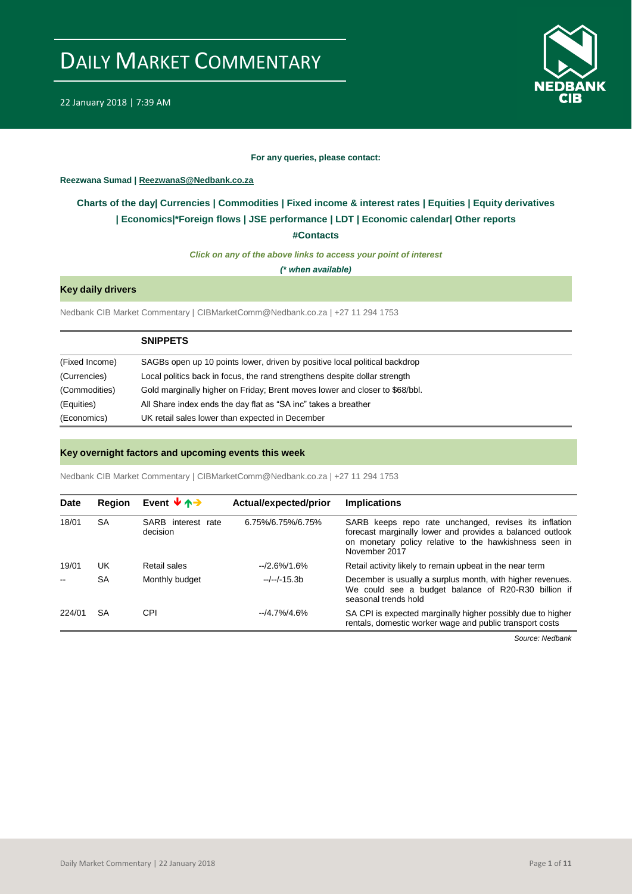# DAILY MARKET COMMENTARY

22 January 2018 | 7:39 AM

**For any queries, please contact:**

**Reezwana Sumad | ReezwanaS@Nedbank.co.za**

**Charts of the day| Currencies | Commodities | Fixed income & interest rates | Equities | Equity derivatives | Economics|*Foreign flows | JSE performance | LDT | Economic calendar| Other reports**

**#Contacts**

***Click on any of the above links to access your point of interest***

***(* when available)***

## Key daily drivers

Nedbank CIB Market Commentary | CIBMarketComm@Nedbank.co.za | +27 11 294 1753

| | **SNIPPETS** |
|---|---|
| (Fixed Income) | SAGBs open up 10 points lower, driven by positive local political backdrop |
| (Currencies) | Local politics back in focus, the rand strengthens despite dollar strength |
| (Commodities) | Gold marginally higher on Friday; Brent moves lower and closer to $68/bbl. |
| (Equities) | All Share index ends the day flat as "SA inc" takes a breather |
| (Economics) | UK retail sales lower than expected in December |

## Key overnight factors and upcoming events this week

Nedbank CIB Market Commentary | CIBMarketComm@Nedbank.co.za | +27 11 294 1753

| Date | Region | Event ↓↑→ | Actual/expected/prior | Implications |
|---|---|---|---|---|
| 18/01 | SA | SARB interest rate decision | 6.75%/6.75%/6.75% | SARB keeps repo rate unchanged, revises its inflation forecast marginally lower and provides a balanced outlook on monetary policy relative to the hawkishness seen in November 2017 |
| 19/01 | UK | Retail sales | --/2.6%/1.6% | Retail activity likely to remain upbeat in the near term |
| -- | SA | Monthly budget | --/--/-15.3b | December is usually a surplus month, with higher revenues. We could see a budget balance of R20-R30 billion if seasonal trends hold |
| 224/01 | SA | CPI | --/4.7%/4.6% | SA CPI is expected marginally higher possibly due to higher rentals, domestic worker wage and public transport costs |

*Source: Nedbank*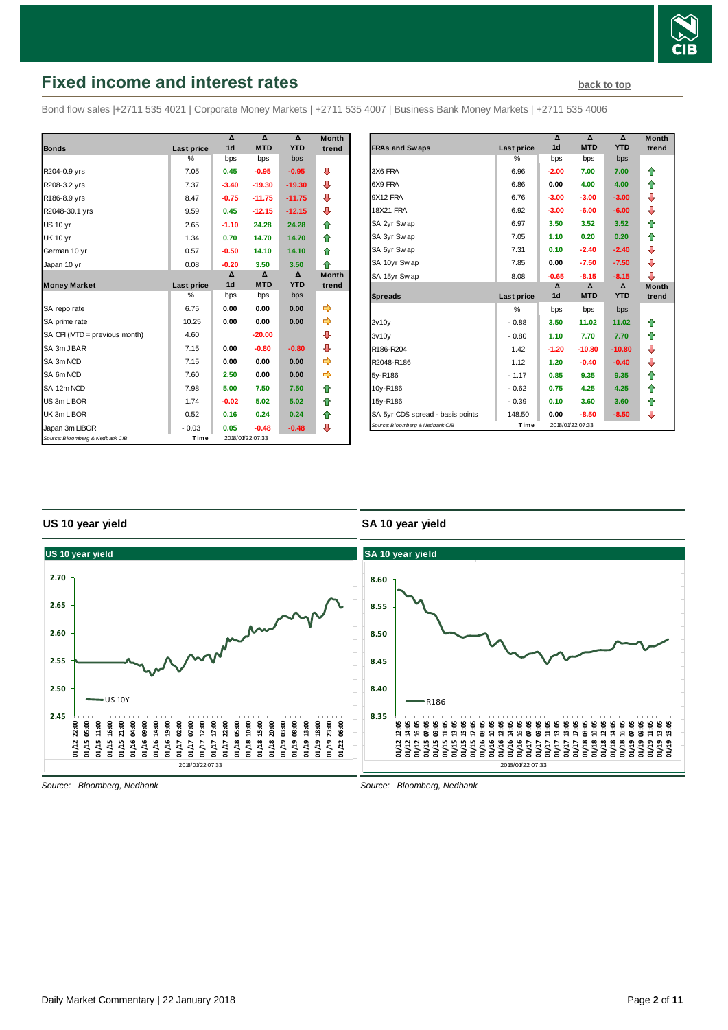## Fixed income and interest rates

back to top

Bond flow sales |+2711 535 4021 | Corporate Money Markets | +2711 535 4007 | Business Bank Money Markets | +2711 535 4006

| Bonds | Last price | Δ 1d | Δ MTD | Δ YTD | Month trend |
|---|---|---|---|---|---|
| | % | bps | bps | bps | |
| R204-0.9 yrs | 7.05 | 0.45 | -0.95 | -0.95 | ⇩ |
| R208-3.2 yrs | 7.37 | -3.40 | -19.30 | -19.30 | ⇩ |
| R186-8.9 yrs | 8.47 | -0.75 | -11.75 | -11.75 | ⇩ |
| R2048-30.1 yrs | 9.59 | 0.45 | -12.15 | -12.15 | ⇩ |
| US 10 yr | 2.65 | -1.10 | 24.28 | 24.28 | ⇧ |
| UK 10 yr | 1.34 | 0.70 | 14.70 | 14.70 | ⇧ |
| German 10 yr | 0.57 | -0.50 | 14.10 | 14.10 | ⇧ |
| Japan 10 yr | 0.08 | -0.20 | 3.50 | 3.50 | ⇧ |
| **Money Market** | **Last price** | **Δ 1d** | **Δ MTD** | **Δ YTD** | **Month trend** |
| | % | bps | bps | bps | |
| SA repo rate | 6.75 | 0.00 | 0.00 | 0.00 | ⇨ |
| SA prime rate | 10.25 | 0.00 | 0.00 | 0.00 | ⇨ |
| SA CPI (MTD = previous month) | 4.60 | | -20.00 | | ⇩ |
| SA 3m JIBAR | 7.15 | 0.00 | -0.80 | -0.80 | ⇩ |
| SA 3m NCD | 7.15 | 0.00 | 0.00 | 0.00 | ⇨ |
| SA 6m NCD | 7.60 | 2.50 | 0.00 | 0.00 | ⇨ |
| SA 12m NCD | 7.98 | 5.00 | 7.50 | 7.50 | ⇧ |
| US 3m LIBOR | 1.74 | -0.02 | 5.02 | 5.02 | ⇧ |
| UK 3m LIBOR | 0.52 | 0.16 | 0.24 | 0.24 | ⇧ |
| Japan 3m LIBOR | -0.03 | 0.05 | -0.48 | -0.48 | ⇩ |

Source: Bloomberg & Nedbank CIB — Time 2018/01/22 07:33

| FRAs and Swaps | Last price | Δ 1d | Δ MTD | Δ YTD | Month trend |
|---|---|---|---|---|---|
| | % | bps | bps | bps | |
| 3X6 FRA | 6.96 | -2.00 | 7.00 | 7.00 | ⇧ |
| 6X9 FRA | 6.86 | 0.00 | 4.00 | 4.00 | ⇧ |
| 9X12 FRA | 6.76 | -3.00 | -3.00 | -3.00 | ⇩ |
| 18X21 FRA | 6.92 | -3.00 | -6.00 | -6.00 | ⇩ |
| SA 2yr Swap | 6.97 | 3.50 | 3.52 | 3.52 | ⇧ |
| SA 3yr Swap | 7.05 | 1.10 | 0.20 | 0.20 | ⇧ |
| SA 5yr Swap | 7.31 | 0.10 | -2.40 | -2.40 | ⇩ |
| SA 10yr Swap | 7.85 | 0.00 | -7.50 | -7.50 | ⇩ |
| SA 15yr Swap | 8.08 | -0.65 | -8.15 | -8.15 | ⇩ |
| **Spreads** | **Last price** | **Δ 1d** | **Δ MTD** | **Δ YTD** | **Month trend** |
| | % | bps | bps | bps | |
| 2v10y | -0.88 | 3.50 | 11.02 | 11.02 | ⇧ |
| 3v10y | -0.80 | 1.10 | 7.70 | 7.70 | ⇧ |
| R186-R204 | 1.42 | -1.20 | -10.80 | -10.80 | ⇩ |
| R2048-R186 | 1.12 | 1.20 | -0.40 | -0.40 | ⇩ |
| 5y-R186 | -1.17 | 0.85 | 9.35 | 9.35 | ⇧ |
| 10y-R186 | -0.62 | 0.75 | 4.25 | 4.25 | ⇧ |
| 15y-R186 | -0.39 | 0.10 | 3.60 | 3.60 | ⇧ |
| SA 5yr CDS spread - basis points | 148.50 | 0.00 | -8.50 | -8.50 | ⇩ |

Source: Bloomberg & Nedbank CIB — Time 2018/01/22 07:33

### US 10 year yield

*Source: Bloomberg, Nedbank*

### SA 10 year yield

*Source: Bloomberg, Nedbank*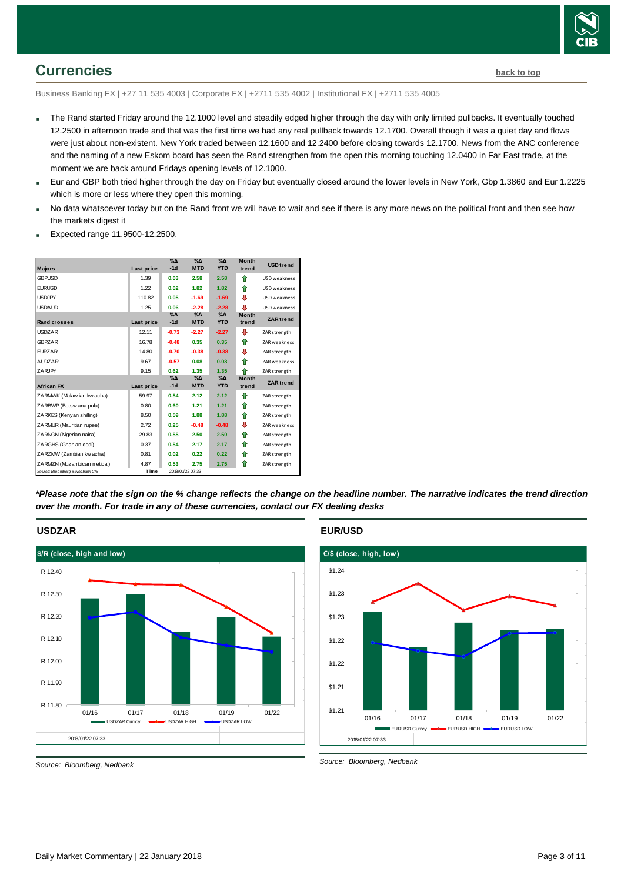## Currencies

back to top

Business Banking FX | +27 11 535 4003 | Corporate FX | +2711 535 4002 | Institutional FX | +2711 535 4005

- The Rand started Friday around the 12.1000 level and steadily edged higher through the day with only limited pullbacks. It eventually touched 12.2500 in afternoon trade and that was the first time we had any real pullback towards 12.1700. Overall though it was a quiet day and flows were just about non-existent. New York traded between 12.1600 and 12.2400 before closing towards 12.1700. News from the ANC conference and the naming of a new Eskom board has seen the Rand strengthen from the open this morning touching 12.0400 in Far East trade, at the moment we are back around Fridays opening levels of 12.1000.
- Eur and GBP both tried higher through the day on Friday but eventually closed around the lower levels in New York, Gbp 1.3860 and Eur 1.2225 which is more or less where they open this morning.
- No data whatsoever today but on the Rand front we will have to wait and see if there is any more news on the political front and then see how the markets digest it
- Expected range 11.9500-12.2500.

| Majors | Last price | %Δ -1d | %Δ MTD | %Δ YTD | Month trend | USD trend |
|---|---|---|---|---|---|---|
| GBPUSD | 1.39 | 0.03 | 2.58 | 2.58 | ⇧ | USD weakness |
| EURUSD | 1.22 | 0.02 | 1.82 | 1.82 | ⇧ | USD weakness |
| USDJPY | 110.82 | 0.05 | -1.69 | -1.69 | ⇩ | USD weakness |
| USDAUD | 1.25 | 0.06 | -2.28 | -2.28 | ⇩ | USD weakness |
| **Rand crosses** | **Last price** | **%Δ -1d** | **%Δ MTD** | **%Δ YTD** | **Month trend** | **ZAR trend** |
| USDZAR | 12.11 | -0.73 | -2.27 | -2.27 | ⇩ | ZAR strength |
| GBPZAR | 16.78 | -0.48 | 0.35 | 0.35 | ⇧ | ZAR weakness |
| EURZAR | 14.80 | -0.70 | -0.38 | -0.38 | ⇩ | ZAR strength |
| AUDZAR | 9.67 | -0.57 | 0.08 | 0.08 | ⇧ | ZAR weakness |
| ZARJPY | 9.15 | 0.62 | 1.35 | 1.35 | ⇧ | ZAR strength |
| **African FX** | **Last price** | **%Δ -1d** | **%Δ MTD** | **%Δ YTD** | **Month trend** | **ZAR trend** |
| ZARMWK (Malawian kwacha) | 59.97 | 0.54 | 2.12 | 2.12 | ⇧ | ZAR strength |
| ZARBWP (Botswana pula) | 0.80 | 0.60 | 1.21 | 1.21 | ⇧ | ZAR strength |
| ZARKES (Kenyan shilling) | 8.50 | 0.59 | 1.88 | 1.88 | ⇧ | ZAR strength |
| ZARMUR (Mauritian rupee) | 2.72 | 0.25 | -0.48 | -0.48 | ⇩ | ZAR weakness |
| ZARNGN (Nigerian naira) | 29.83 | 0.55 | 2.50 | 2.50 | ⇧ | ZAR strength |
| ZARGHS (Ghanian cedi) | 0.37 | 0.54 | 2.17 | 2.17 | ⇧ | ZAR strength |
| ZARZMW (Zambian kwacha) | 0.81 | 0.02 | 0.22 | 0.22 | ⇧ | ZAR strength |
| ZARMZN (Mozambican metical) | 4.87 | 0.53 | 2.75 | 2.75 | ⇧ | ZAR strength |
| Source: Bloomberg & Nedbank CIB | Time | 2018/01/22 07:33 | | | | |

***Please note that the sign on the % change reflects the change on the headline number. The narrative indicates the trend direction over the month. For trade in any of these currencies, contact our FX dealing desks***

### USDZAR

Source: Bloomberg, Nedbank

### EUR/USD

Source: Bloomberg, Nedbank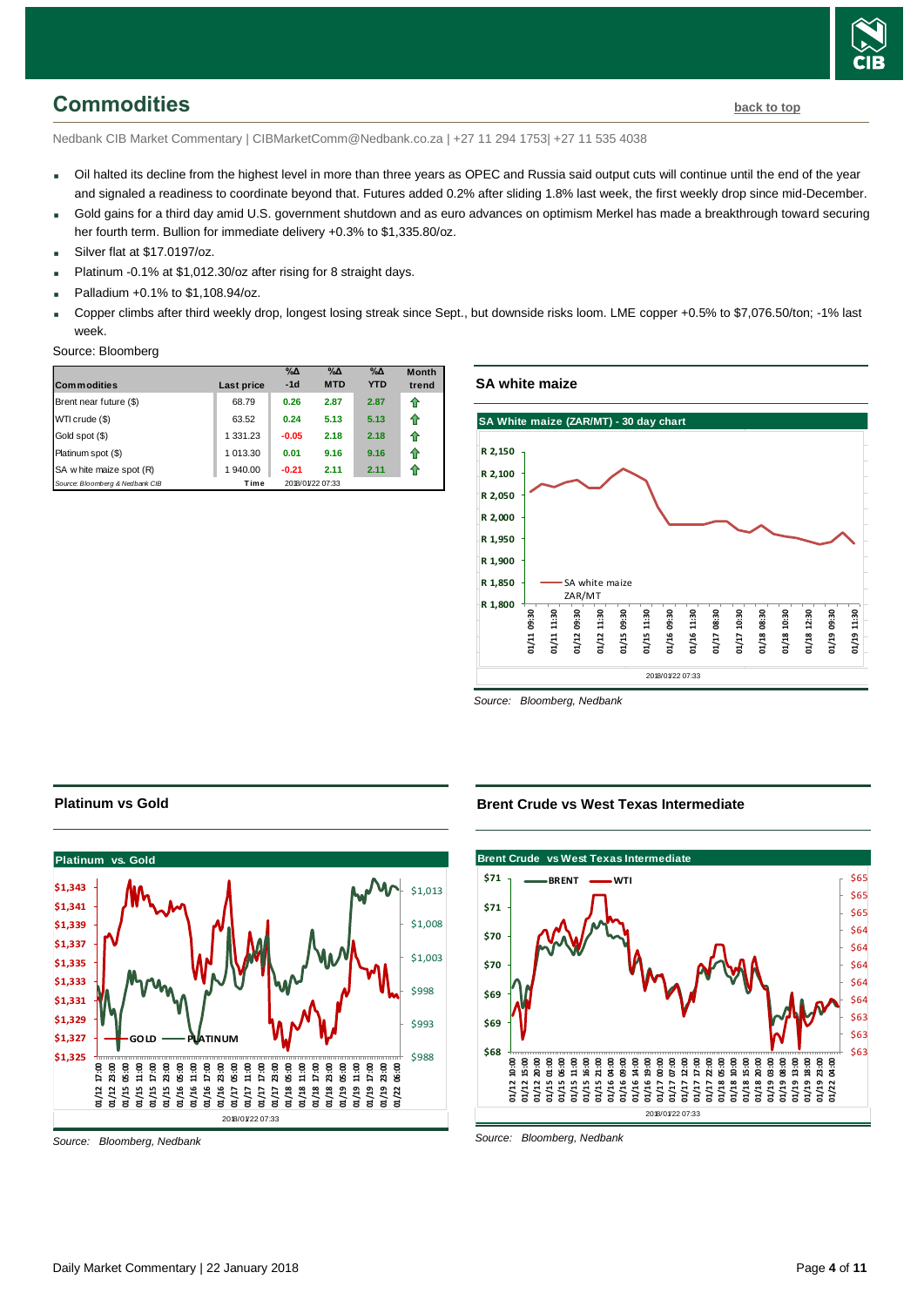## Commodities

back to top

Nedbank CIB Market Commentary | CIBMarketComm@Nedbank.co.za | +27 11 294 1753| +27 11 535 4038

- Oil halted its decline from the highest level in more than three years as OPEC and Russia said output cuts will continue until the end of the year and signaled a readiness to coordinate beyond that. Futures added 0.2% after sliding 1.8% last week, the first weekly drop since mid-December.
- Gold gains for a third day amid U.S. government shutdown and as euro advances on optimism Merkel has made a breakthrough toward securing her fourth term. Bullion for immediate delivery +0.3% to $1,335.80/oz.
- Silver flat at $17.0197/oz.
- Platinum -0.1% at $1,012.30/oz after rising for 8 straight days.
- Palladium +0.1% to $1,108.94/oz.
- Copper climbs after third weekly drop, longest losing streak since Sept., but downside risks loom. LME copper +0.5% to $7,076.50/ton; -1% last week.

Source: Bloomberg

| Commodities | Last price | %Δ -1d | %Δ MTD | %Δ YTD | Month trend |
|---|---|---|---|---|---|
| Brent near future ($) | 68.79 | 0.26 | 2.87 | 2.87 | ⇧ |
| WTI crude ($) | 63.52 | 0.24 | 5.13 | 5.13 | ⇧ |
| Gold spot ($) | 1 331.23 | -0.05 | 2.18 | 2.18 | ⇧ |
| Platinum spot ($) | 1 013.30 | 0.01 | 9.16 | 9.16 | ⇧ |
| SA white maize spot (R) | 1 940.00 | -0.21 | 2.11 | 2.11 | ⇧ |
| Source: Bloomberg & Nedbank CIB | Time | 2018/01/22 07:33 | | | |

### SA white maize

Source: Bloomberg, Nedbank

### Platinum vs Gold

Source: Bloomberg, Nedbank

### Brent Crude vs West Texas Intermediate

Source: Bloomberg, Nedbank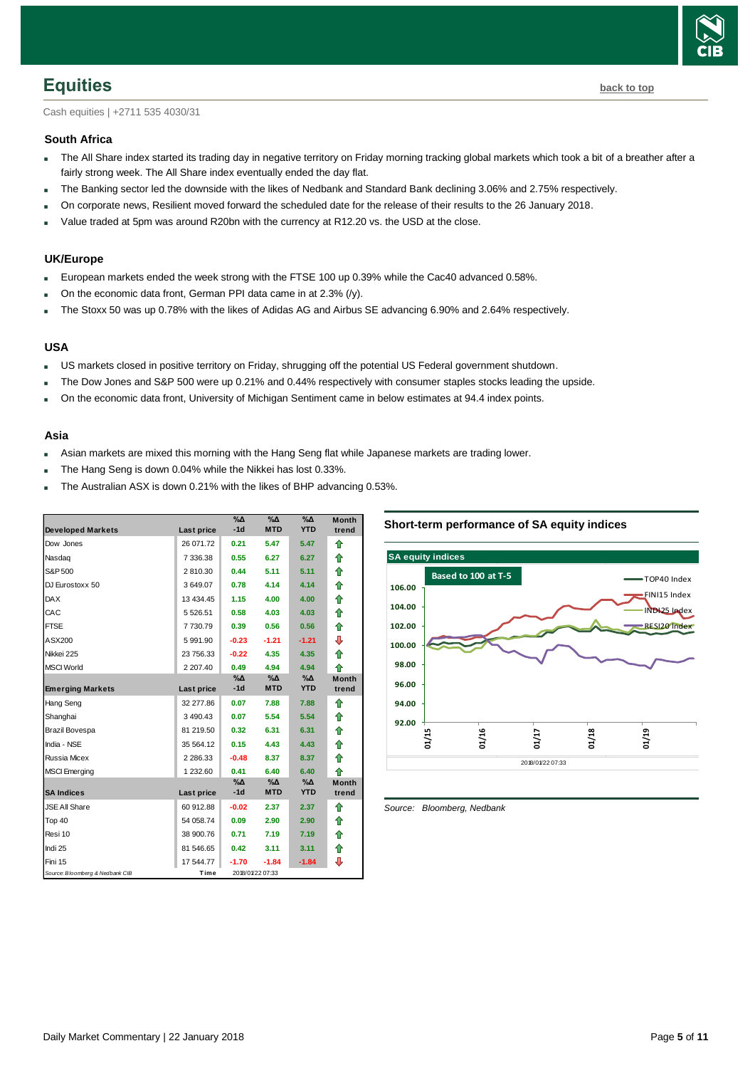## Equities

back to top

Cash equities | +2711 535 4030/31

### South Africa

- The All Share index started its trading day in negative territory on Friday morning tracking global markets which took a bit of a breather after a fairly strong week. The All Share index eventually ended the day flat.
- The Banking sector led the downside with the likes of Nedbank and Standard Bank declining 3.06% and 2.75% respectively.
- On corporate news, Resilient moved forward the scheduled date for the release of their results to the 26 January 2018.
- Value traded at 5pm was around R20bn with the currency at R12.20 vs. the USD at the close.

### UK/Europe

- European markets ended the week strong with the FTSE 100 up 0.39% while the Cac40 advanced 0.58%.
- On the economic data front, German PPI data came in at 2.3% (/y).
- The Stoxx 50 was up 0.78% with the likes of Adidas AG and Airbus SE advancing 6.90% and 2.64% respectively.

### USA

- US markets closed in positive territory on Friday, shrugging off the potential US Federal government shutdown.
- The Dow Jones and S&P 500 were up 0.21% and 0.44% respectively with consumer staples stocks leading the upside.
- On the economic data front, University of Michigan Sentiment came in below estimates at 94.4 index points.

### Asia

- Asian markets are mixed this morning with the Hang Seng flat while Japanese markets are trading lower.
- The Hang Seng is down 0.04% while the Nikkei has lost 0.33%.
- The Australian ASX is down 0.21% with the likes of BHP advancing 0.53%.

| Developed Markets | Last price | %Δ -1d | %Δ MTD | %Δ YTD | Month trend |
|---|---|---|---|---|---|
| Dow Jones | 26 071.72 | 0.21 | 5.47 | 5.47 | ⇧ |
| Nasdaq | 7 336.38 | 0.55 | 6.27 | 6.27 | ⇧ |
| S&P 500 | 2 810.30 | 0.44 | 5.11 | 5.11 | ⇧ |
| DJ Eurostoxx 50 | 3 649.07 | 0.78 | 4.14 | 4.14 | ⇧ |
| DAX | 13 434.45 | 1.15 | 4.00 | 4.00 | ⇧ |
| CAC | 5 526.51 | 0.58 | 4.03 | 4.03 | ⇧ |
| FTSE | 7 730.79 | 0.39 | 0.56 | 0.56 | ⇧ |
| ASX200 | 5 991.90 | -0.23 | -1.21 | -1.21 | ⇩ |
| Nikkei 225 | 23 756.33 | -0.22 | 4.35 | 4.35 | ⇧ |
| MSCI World | 2 207.40 | 0.49 | 4.94 | 4.94 | ⇧ |
| **Emerging Markets** | **Last price** | **%Δ -1d** | **%Δ MTD** | **%Δ YTD** | **Month trend** |
| Hang Seng | 32 277.86 | 0.07 | 7.88 | 7.88 | ⇧ |
| Shanghai | 3 490.43 | 0.07 | 5.54 | 5.54 | ⇧ |
| Brazil Bovespa | 81 219.50 | 0.32 | 6.31 | 6.31 | ⇧ |
| India - NSE | 35 564.12 | 0.15 | 4.43 | 4.43 | ⇧ |
| Russia Micex | 2 286.33 | -0.48 | 8.37 | 8.37 | ⇧ |
| MSCI Emerging | 1 232.60 | 0.41 | 6.40 | 6.40 | ⇧ |
| **SA Indices** | **Last price** | **%Δ -1d** | **%Δ MTD** | **%Δ YTD** | **Month trend** |
| JSE All Share | 60 912.88 | -0.02 | 2.37 | 2.37 | ⇧ |
| Top 40 | 54 058.74 | 0.09 | 2.90 | 2.90 | ⇧ |
| Resi 10 | 38 900.76 | 0.71 | 7.19 | 7.19 | ⇧ |
| Indi 25 | 81 546.65 | 0.42 | 3.11 | 3.11 | ⇧ |
| Fini 15 | 17 544.77 | -1.70 | -1.84 | -1.84 | ⇩ |

*Source: Bloomberg & Nedbank CIB* Time 2018/01/22 07:33

**Short-term performance of SA equity indices**

*Source: Bloomberg, Nedbank*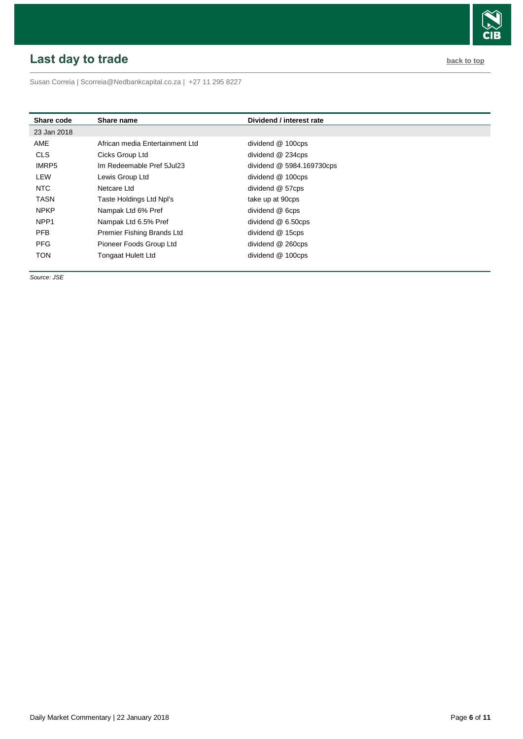## Last day to trade

back to top

Susan Correia | Scorreia@Nedbankcapital.co.za | +27 11 295 8227

| Share code | Share name | Dividend / interest rate |
|---|---|---|
| 23 Jan 2018 | | |
| AME | African media Entertainment Ltd | dividend @ 100cps |
| CLS | Cicks Group Ltd | dividend @ 234cps |
| IMRP5 | Im Redeemable Pref 5Jul23 | dividend @ 5984.169730cps |
| LEW | Lewis Group Ltd | dividend @ 100cps |
| NTC | Netcare Ltd | dividend @ 57cps |
| TASN | Taste Holdings Ltd Npl's | take up at 90cps |
| NPKP | Nampak Ltd 6% Pref | dividend @ 6cps |
| NPP1 | Nampak Ltd 6.5% Pref | dividend @ 6.50cps |
| PFB | Premier Fishing Brands Ltd | dividend @ 15cps |
| PFG | Pioneer Foods Group Ltd | dividend @ 260cps |
| TON | Tongaat Hulett Ltd | dividend @ 100cps |

*Source: JSE*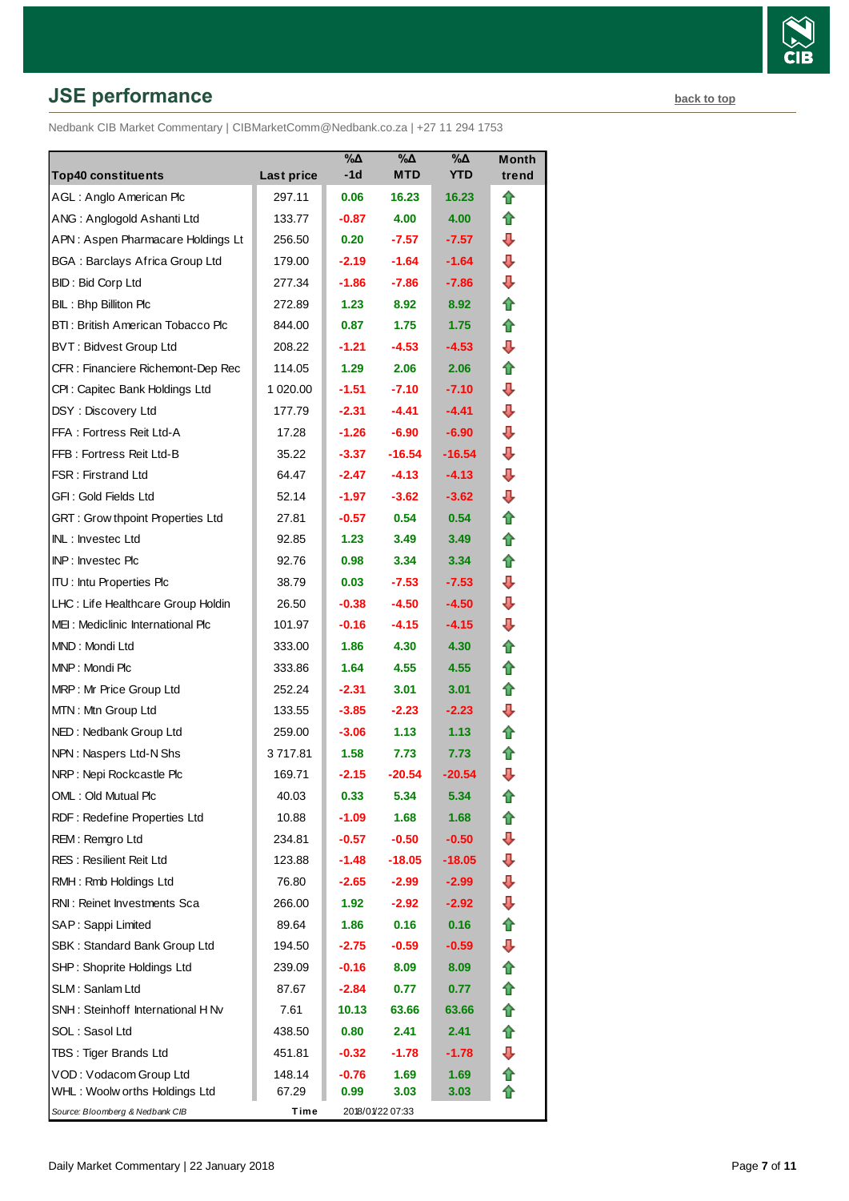## JSE performance

back to top

Nedbank CIB Market Commentary | CIBMarketComm@Nedbank.co.za | +27 11 294 1753

| Top40 constituents | Last price | %∆ -1d | %∆ MTD | %∆ YTD | Month trend |
|---|---|---|---|---|---|
| AGL : Anglo American Plc | 297.11 | 0.06 | 16.23 | 16.23 | ⇧ |
| ANG : Anglogold Ashanti Ltd | 133.77 | -0.87 | 4.00 | 4.00 | ⇧ |
| APN : Aspen Pharmacare Holdings Lt | 256.50 | 0.20 | -7.57 | -7.57 | ⇩ |
| BGA : Barclays Africa Group Ltd | 179.00 | -2.19 | -1.64 | -1.64 | ⇩ |
| BID : Bid Corp Ltd | 277.34 | -1.86 | -7.86 | -7.86 | ⇩ |
| BIL : Bhp Billiton Plc | 272.89 | 1.23 | 8.92 | 8.92 | ⇧ |
| BTI : British American Tobacco Plc | 844.00 | 0.87 | 1.75 | 1.75 | ⇧ |
| BVT : Bidvest Group Ltd | 208.22 | -1.21 | -4.53 | -4.53 | ⇩ |
| CFR : Financiere Richemont-Dep Rec | 114.05 | 1.29 | 2.06 | 2.06 | ⇧ |
| CPI : Capitec Bank Holdings Ltd | 1 020.00 | -1.51 | -7.10 | -7.10 | ⇩ |
| DSY : Discovery Ltd | 177.79 | -2.31 | -4.41 | -4.41 | ⇩ |
| FFA : Fortress Reit Ltd-A | 17.28 | -1.26 | -6.90 | -6.90 | ⇩ |
| FFB : Fortress Reit Ltd-B | 35.22 | -3.37 | -16.54 | -16.54 | ⇩ |
| FSR : Firstrand Ltd | 64.47 | -2.47 | -4.13 | -4.13 | ⇩ |
| GFI : Gold Fields Ltd | 52.14 | -1.97 | -3.62 | -3.62 | ⇩ |
| GRT : Growthpoint Properties Ltd | 27.81 | -0.57 | 0.54 | 0.54 | ⇧ |
| INL : Investec Ltd | 92.85 | 1.23 | 3.49 | 3.49 | ⇧ |
| INP : Investec Plc | 92.76 | 0.98 | 3.34 | 3.34 | ⇧ |
| ITU : Intu Properties Plc | 38.79 | 0.03 | -7.53 | -7.53 | ⇩ |
| LHC : Life Healthcare Group Holdin | 26.50 | -0.38 | -4.50 | -4.50 | ⇩ |
| MEI : Mediclinic International Plc | 101.97 | -0.16 | -4.15 | -4.15 | ⇩ |
| MND : Mondi Ltd | 333.00 | 1.86 | 4.30 | 4.30 | ⇧ |
| MNP : Mondi Plc | 333.86 | 1.64 | 4.55 | 4.55 | ⇧ |
| MRP : Mr Price Group Ltd | 252.24 | -2.31 | 3.01 | 3.01 | ⇧ |
| MTN : Mtn Group Ltd | 133.55 | -3.85 | -2.23 | -2.23 | ⇩ |
| NED : Nedbank Group Ltd | 259.00 | -3.06 | 1.13 | 1.13 | ⇧ |
| NPN : Naspers Ltd-N Shs | 3 717.81 | 1.58 | 7.73 | 7.73 | ⇧ |
| NRP : Nepi Rockcastle Plc | 169.71 | -2.15 | -20.54 | -20.54 | ⇩ |
| OML : Old Mutual Plc | 40.03 | 0.33 | 5.34 | 5.34 | ⇧ |
| RDF : Redefine Properties Ltd | 10.88 | -1.09 | 1.68 | 1.68 | ⇧ |
| REM : Remgro Ltd | 234.81 | -0.57 | -0.50 | -0.50 | ⇩ |
| RES : Resilient Reit Ltd | 123.88 | -1.48 | -18.05 | -18.05 | ⇩ |
| RMH : Rmb Holdings Ltd | 76.80 | -2.65 | -2.99 | -2.99 | ⇩ |
| RNI : Reinet Investments Sca | 266.00 | 1.92 | -2.92 | -2.92 | ⇩ |
| SAP : Sappi Limited | 89.64 | 1.86 | 0.16 | 0.16 | ⇧ |
| SBK : Standard Bank Group Ltd | 194.50 | -2.75 | -0.59 | -0.59 | ⇩ |
| SHP : Shoprite Holdings Ltd | 239.09 | -0.16 | 8.09 | 8.09 | ⇧ |
| SLM : Sanlam Ltd | 87.67 | -2.84 | 0.77 | 0.77 | ⇧ |
| SNH : Steinhoff International H Nv | 7.61 | 10.13 | 63.66 | 63.66 | ⇧ |
| SOL : Sasol Ltd | 438.50 | 0.80 | 2.41 | 2.41 | ⇧ |
| TBS : Tiger Brands Ltd | 451.81 | -0.32 | -1.78 | -1.78 | ⇩ |
| VOD : Vodacom Group Ltd | 148.14 | -0.76 | 1.69 | 1.69 | ⇧ |
| WHL : Woolworths Holdings Ltd | 67.29 | 0.99 | 3.03 | 3.03 | ⇧ |
| *Source: Bloomberg & Nedbank CIB* | Time | 2018/01/22 07:33 | | | |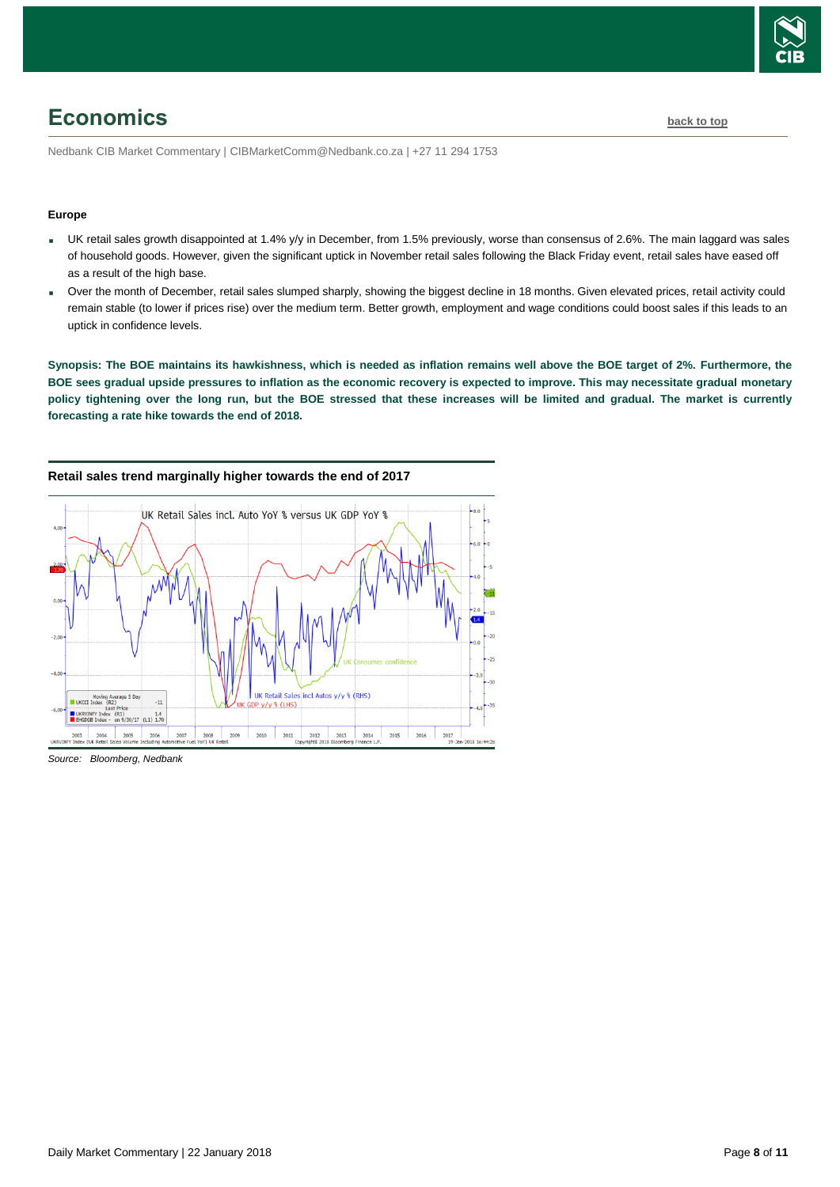# Economics

Nedbank CIB Market Commentary | CIBMarketComm@Nedbank.co.za | +27 11 294 1753

**Europe**

- UK retail sales growth disappointed at 1.4% y/y in December, from 1.5% previously, worse than consensus of 2.6%. The main laggard was sales of household goods. However, given the significant uptick in November retail sales following the Black Friday event, retail sales have eased off as a result of the high base.
- Over the month of December, retail sales slumped sharply, showing the biggest decline in 18 months. Given elevated prices, retail activity could remain stable (to lower if prices rise) over the medium term. Better growth, employment and wage conditions could boost sales if this leads to an uptick in confidence levels.

**Synopsis: The BOE maintains its hawkishness, which is needed as inflation remains well above the BOE target of 2%. Furthermore, the BOE sees gradual upside pressures to inflation as the economic recovery is expected to improve. This may necessitate gradual monetary policy tightening over the long run, but the BOE stressed that these increases will be limited and gradual. The market is currently forecasting a rate hike towards the end of 2018.**

**Retail sales trend marginally higher towards the end of 2017**

*Source: Bloomberg, Nedbank*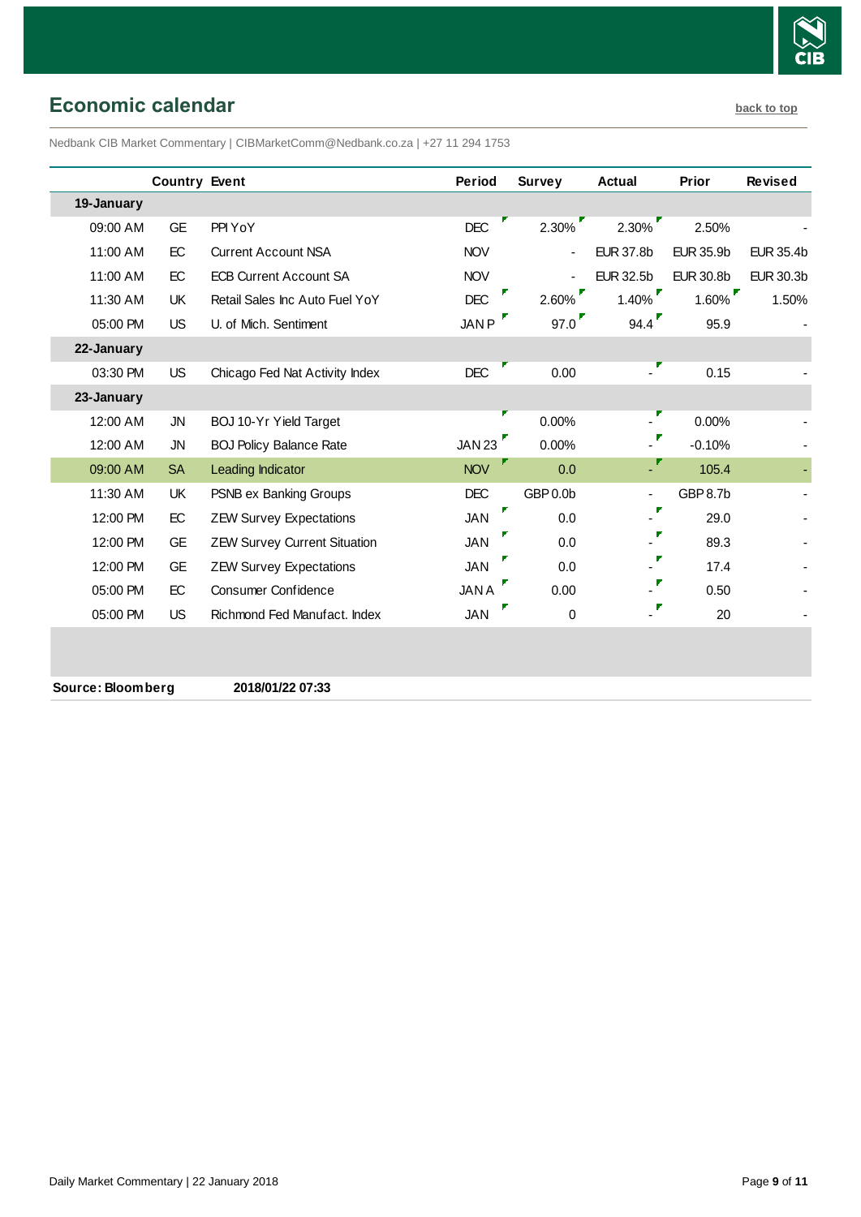## Economic calendar

back to top

Nedbank CIB Market Commentary | CIBMarketComm@Nedbank.co.za | +27 11 294 1753

| | Country | Event | Period | Survey | Actual | Prior | Revised |
|---|---|---|---|---|---|---|---|
| **19-January** | | | | | | | |
| 09:00 AM | GE | PPI YoY | DEC | 2.30% | 2.30% | 2.50% | - |
| 11:00 AM | EC | Current Account NSA | NOV | - | EUR 37.8b | EUR 35.9b | EUR 35.4b |
| 11:00 AM | EC | ECB Current Account SA | NOV | - | EUR 32.5b | EUR 30.8b | EUR 30.3b |
| 11:30 AM | UK | Retail Sales Inc Auto Fuel YoY | DEC | 2.60% | 1.40% | 1.60% | 1.50% |
| 05:00 PM | US | U. of Mich. Sentiment | JAN P | 97.0 | 94.4 | 95.9 | - |
| **22-January** | | | | | | | |
| 03:30 PM | US | Chicago Fed Nat Activity Index | DEC | 0.00 | - | 0.15 | - |
| **23-January** | | | | | | | |
| 12:00 AM | JN | BOJ 10-Yr Yield Target | | 0.00% | - | 0.00% | - |
| 12:00 AM | JN | BOJ Policy Balance Rate | JAN 23 | 0.00% | - | -0.10% | - |
| 09:00 AM | SA | Leading Indicator | NOV | 0.0 | - | 105.4 | - |
| 11:30 AM | UK | PSNB ex Banking Groups | DEC | GBP 0.0b | - | GBP 8.7b | - |
| 12:00 PM | EC | ZEW Survey Expectations | JAN | 0.0 | - | 29.0 | - |
| 12:00 PM | GE | ZEW Survey Current Situation | JAN | 0.0 | - | 89.3 | - |
| 12:00 PM | GE | ZEW Survey Expectations | JAN | 0.0 | - | 17.4 | - |
| 05:00 PM | EC | Consumer Confidence | JAN A | 0.00 | - | 0.50 | - |
| 05:00 PM | US | Richmond Fed Manufact. Index | JAN | 0 | - | 20 | - |

**Source: Bloomberg** **2018/01/22 07:33**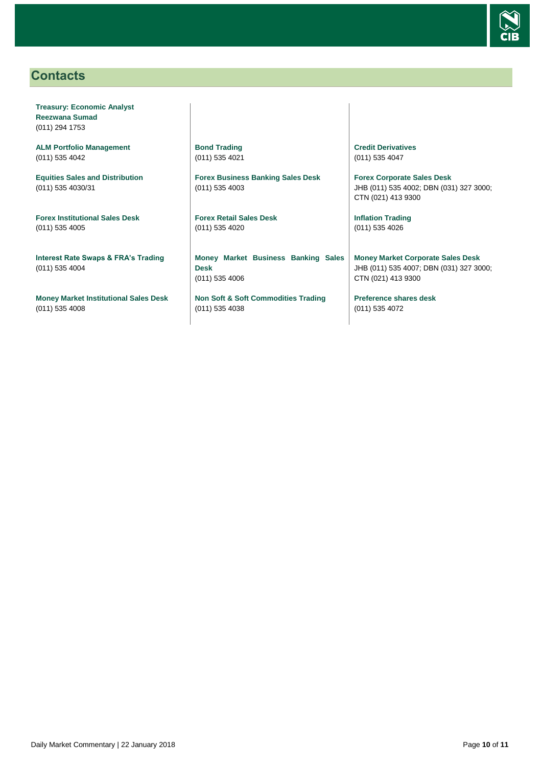## Contacts

**Treasury: Economic Analyst**
**Reezwana Sumad**
(011) 294 1753

**ALM Portfolio Management**
(011) 535 4042

**Equities Sales and Distribution**
(011) 535 4030/31

**Forex Institutional Sales Desk**
(011) 535 4005

**Interest Rate Swaps & FRA's Trading**
(011) 535 4004

**Money Market Institutional Sales Desk**
(011) 535 4008

**Bond Trading**
(011) 535 4021

**Forex Business Banking Sales Desk**
(011) 535 4003

**Forex Retail Sales Desk**
(011) 535 4020

**Money Market Business Banking Sales Desk**
(011) 535 4006

**Non Soft & Soft Commodities Trading**
(011) 535 4038

**Credit Derivatives**
(011) 535 4047

**Forex Corporate Sales Desk**
JHB (011) 535 4002; DBN (031) 327 3000; CTN (021) 413 9300

**Inflation Trading**
(011) 535 4026

**Money Market Corporate Sales Desk**
JHB (011) 535 4007; DBN (031) 327 3000; CTN (021) 413 9300

**Preference shares desk**
(011) 535 4072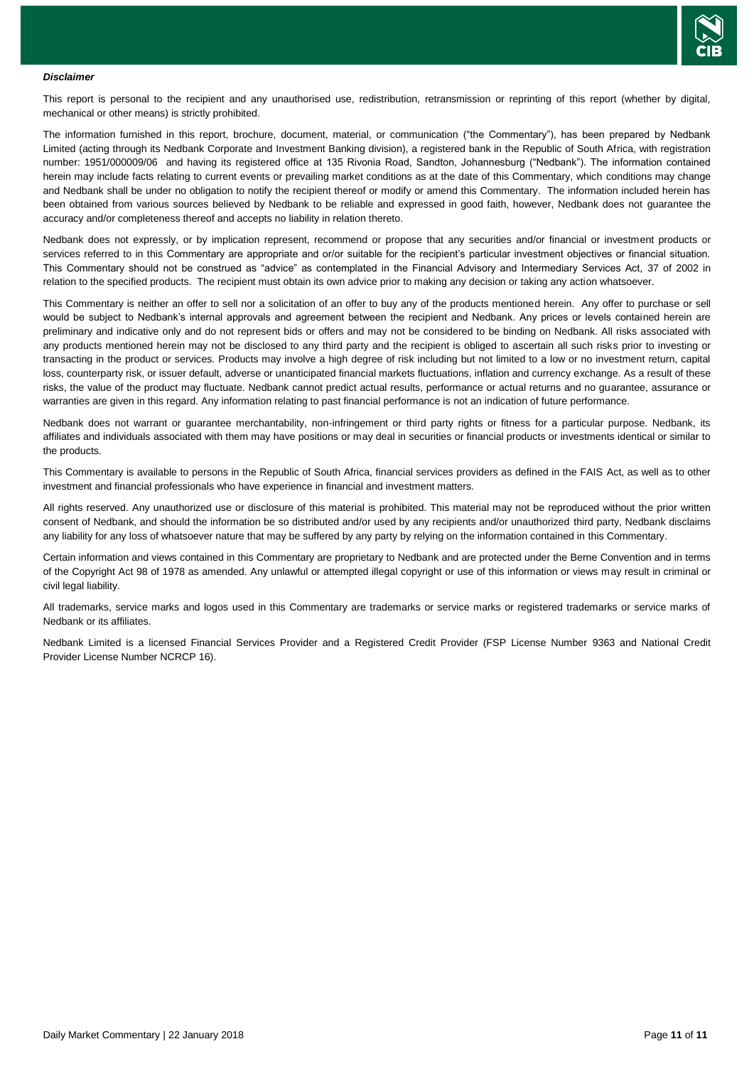***Disclaimer***

This report is personal to the recipient and any unauthorised use, redistribution, retransmission or reprinting of this report (whether by digital, mechanical or other means) is strictly prohibited.

The information furnished in this report, brochure, document, material, or communication ("the Commentary"), has been prepared by Nedbank Limited (acting through its Nedbank Corporate and Investment Banking division), a registered bank in the Republic of South Africa, with registration number: 1951/000009/06 and having its registered office at 135 Rivonia Road, Sandton, Johannesburg ("Nedbank"). The information contained herein may include facts relating to current events or prevailing market conditions as at the date of this Commentary, which conditions may change and Nedbank shall be under no obligation to notify the recipient thereof or modify or amend this Commentary. The information included herein has been obtained from various sources believed by Nedbank to be reliable and expressed in good faith, however, Nedbank does not guarantee the accuracy and/or completeness thereof and accepts no liability in relation thereto.

Nedbank does not expressly, or by implication represent, recommend or propose that any securities and/or financial or investment products or services referred to in this Commentary are appropriate and or/or suitable for the recipient's particular investment objectives or financial situation. This Commentary should not be construed as "advice" as contemplated in the Financial Advisory and Intermediary Services Act, 37 of 2002 in relation to the specified products. The recipient must obtain its own advice prior to making any decision or taking any action whatsoever.

This Commentary is neither an offer to sell nor a solicitation of an offer to buy any of the products mentioned herein. Any offer to purchase or sell would be subject to Nedbank's internal approvals and agreement between the recipient and Nedbank. Any prices or levels contained herein are preliminary and indicative only and do not represent bids or offers and may not be considered to be binding on Nedbank. All risks associated with any products mentioned herein may not be disclosed to any third party and the recipient is obliged to ascertain all such risks prior to investing or transacting in the product or services. Products may involve a high degree of risk including but not limited to a low or no investment return, capital loss, counterparty risk, or issuer default, adverse or unanticipated financial markets fluctuations, inflation and currency exchange. As a result of these risks, the value of the product may fluctuate. Nedbank cannot predict actual results, performance or actual returns and no guarantee, assurance or warranties are given in this regard. Any information relating to past financial performance is not an indication of future performance.

Nedbank does not warrant or guarantee merchantability, non-infringement or third party rights or fitness for a particular purpose. Nedbank, its affiliates and individuals associated with them may have positions or may deal in securities or financial products or investments identical or similar to the products.

This Commentary is available to persons in the Republic of South Africa, financial services providers as defined in the FAIS Act, as well as to other investment and financial professionals who have experience in financial and investment matters.

All rights reserved. Any unauthorized use or disclosure of this material is prohibited. This material may not be reproduced without the prior written consent of Nedbank, and should the information be so distributed and/or used by any recipients and/or unauthorized third party, Nedbank disclaims any liability for any loss of whatsoever nature that may be suffered by any party by relying on the information contained in this Commentary.

Certain information and views contained in this Commentary are proprietary to Nedbank and are protected under the Berne Convention and in terms of the Copyright Act 98 of 1978 as amended. Any unlawful or attempted illegal copyright or use of this information or views may result in criminal or civil legal liability.

All trademarks, service marks and logos used in this Commentary are trademarks or service marks or registered trademarks or service marks of Nedbank or its affiliates.

Nedbank Limited is a licensed Financial Services Provider and a Registered Credit Provider (FSP License Number 9363 and National Credit Provider License Number NCRCP 16).